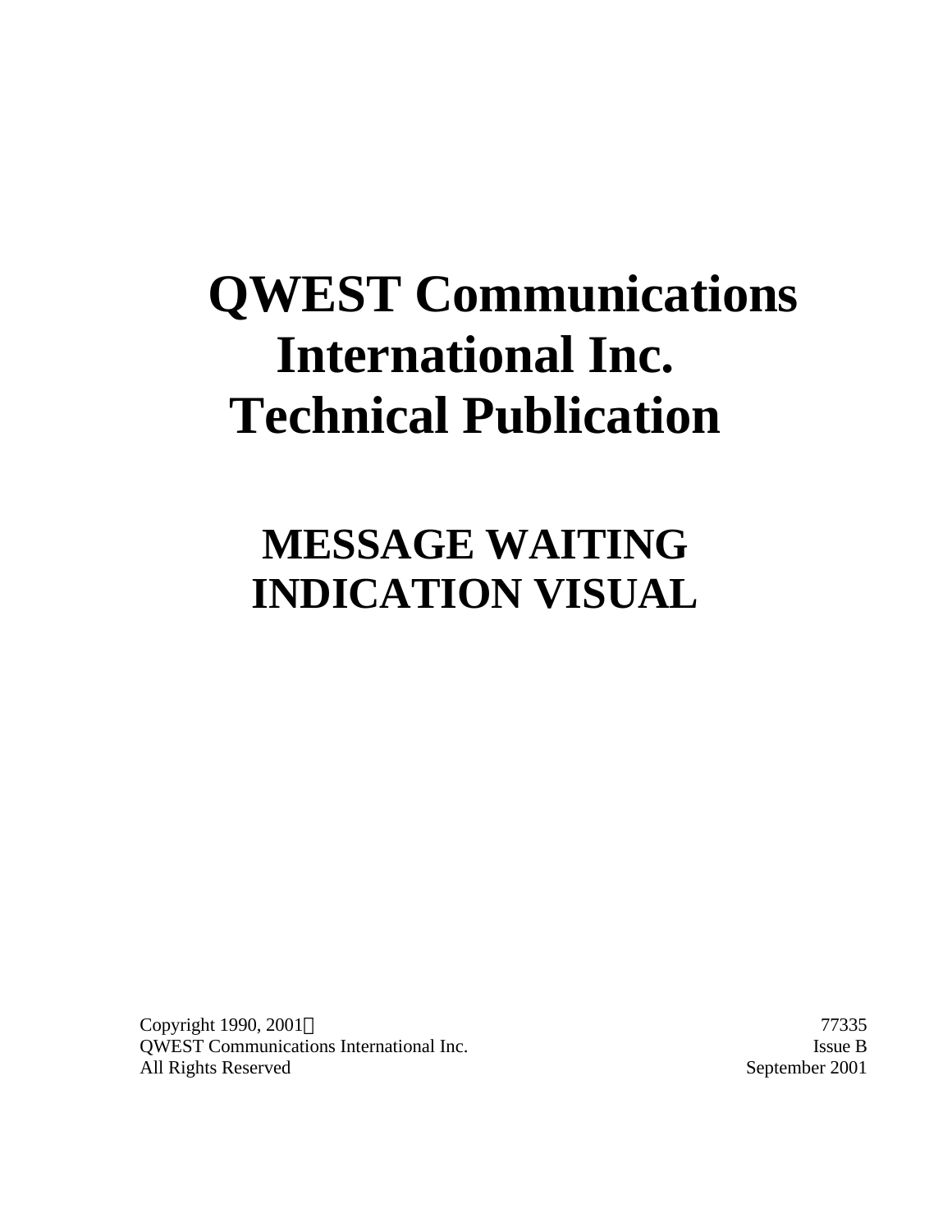# QWEST Communications International Inc. Technical Publication

## MESSAGE WAITING INDICATION VISUAL

Copyright 1990, 2001©
QWEST Communications International Inc.
All Rights Reserved

77335
Issue B
September 2001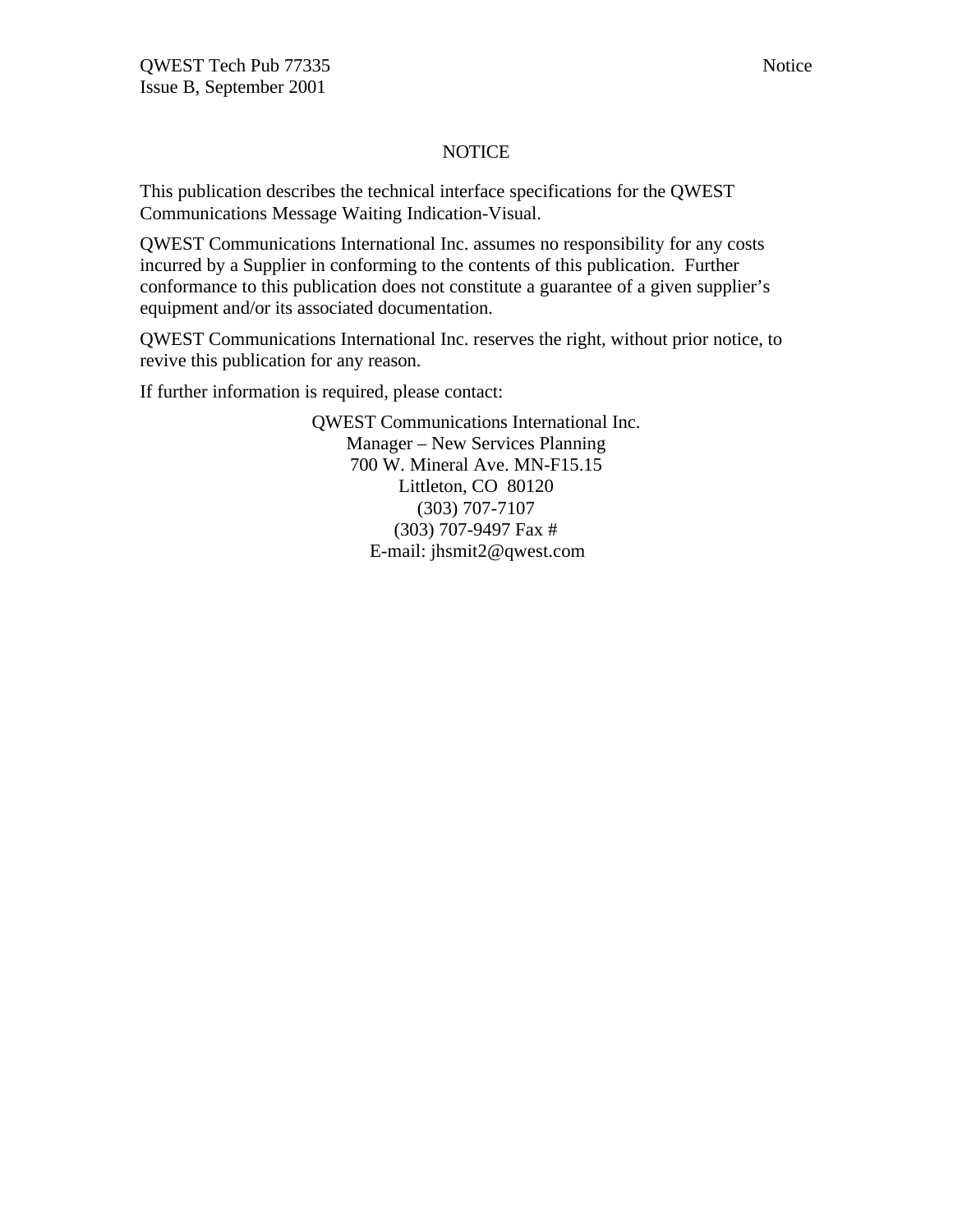# NOTICE

This publication describes the technical interface specifications for the QWEST Communications Message Waiting Indication-Visual.

QWEST Communications International Inc. assumes no responsibility for any costs incurred by a Supplier in conforming to the contents of this publication. Further conformance to this publication does not constitute a guarantee of a given supplier's equipment and/or its associated documentation.

QWEST Communications International Inc. reserves the right, without prior notice, to revive this publication for any reason.

If further information is required, please contact:

QWEST Communications International Inc.
Manager – New Services Planning
700 W. Mineral Ave. MN-F15.15
Littleton, CO 80120
(303) 707-7107
(303) 707-9497 Fax #
E-mail: jhsmit2@qwest.com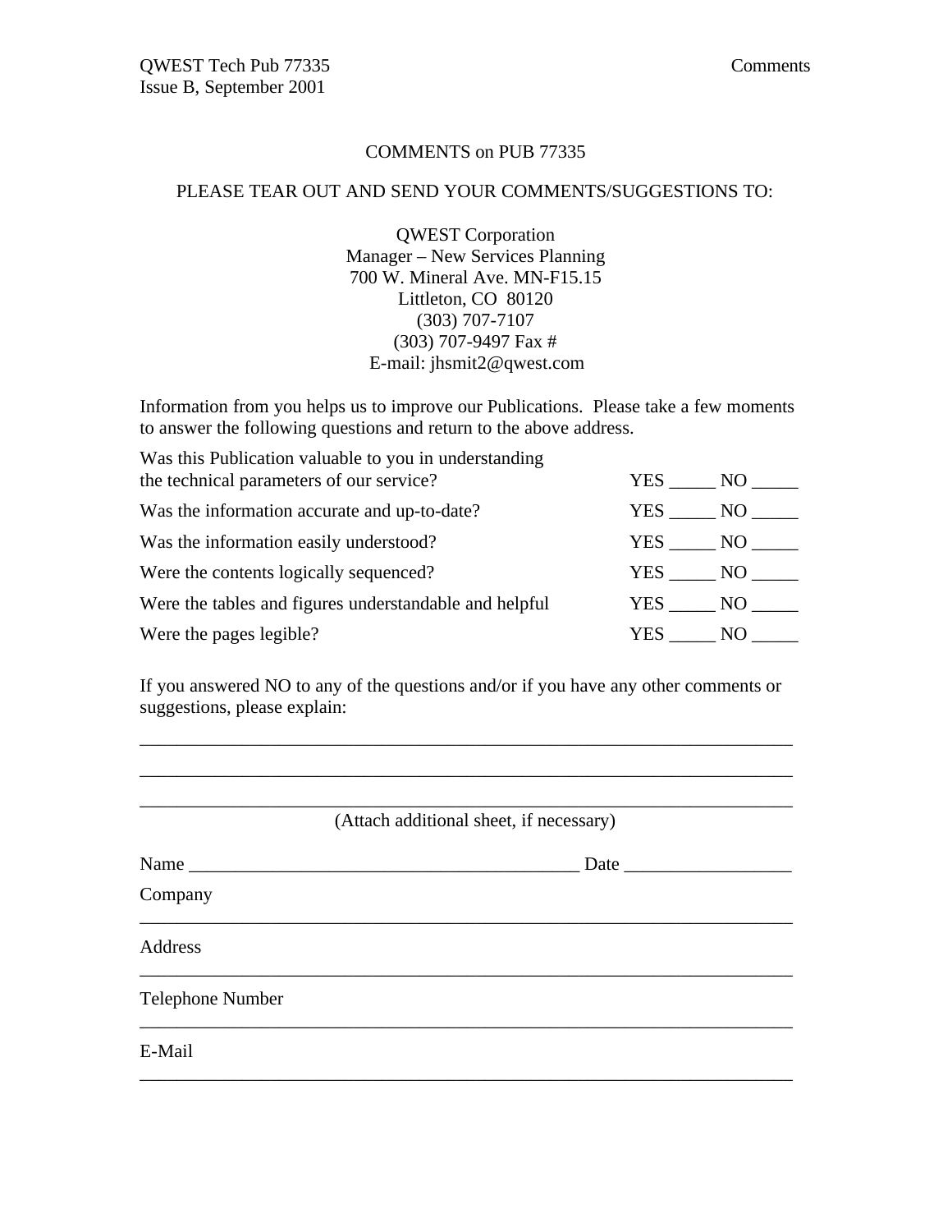# COMMENTS on PUB 77335

PLEASE TEAR OUT AND SEND YOUR COMMENTS/SUGGESTIONS TO:

QWEST Corporation
Manager – New Services Planning
700 W. Mineral Ave. MN-F15.15
Littleton, CO 80120
(303) 707-7107
(303) 707-9497 Fax #
E-mail: jhsmit2@qwest.com

Information from you helps us to improve our Publications. Please take a few moments to answer the following questions and return to the above address.

| | |
|---|---|
| Was this Publication valuable to you in understanding the technical parameters of our service? | YES _____ NO _____ |
| Was the information accurate and up-to-date? | YES _____ NO _____ |
| Was the information easily understood? | YES _____ NO _____ |
| Were the contents logically sequenced? | YES _____ NO _____ |
| Were the tables and figures understandable and helpful | YES _____ NO _____ |
| Were the pages legible? | YES _____ NO _____ |

If you answered NO to any of the questions and/or if you have any other comments or suggestions, please explain:

\_\_\_\_\_\_\_\_\_\_\_\_\_\_\_\_\_\_\_\_\_\_\_\_\_\_\_\_\_\_\_\_\_\_\_\_\_\_\_\_\_\_\_\_\_\_\_\_\_\_\_\_\_\_\_\_\_\_\_\_\_\_\_\_\_\_\_\_

\_\_\_\_\_\_\_\_\_\_\_\_\_\_\_\_\_\_\_\_\_\_\_\_\_\_\_\_\_\_\_\_\_\_\_\_\_\_\_\_\_\_\_\_\_\_\_\_\_\_\_\_\_\_\_\_\_\_\_\_\_\_\_\_\_\_\_\_

\_\_\_\_\_\_\_\_\_\_\_\_\_\_\_\_\_\_\_\_\_\_\_\_\_\_\_\_\_\_\_\_\_\_\_\_\_\_\_\_\_\_\_\_\_\_\_\_\_\_\_\_\_\_\_\_\_\_\_\_\_\_\_\_\_\_\_\_

(Attach additional sheet, if necessary)

Name \_\_\_\_\_\_\_\_\_\_\_\_\_\_\_\_\_\_\_\_\_\_\_\_\_\_\_\_\_\_\_\_\_\_\_\_\_\_\_\_ Date \_\_\_\_\_\_\_\_\_\_\_\_\_\_\_\_\_\_

Company

\_\_\_\_\_\_\_\_\_\_\_\_\_\_\_\_\_\_\_\_\_\_\_\_\_\_\_\_\_\_\_\_\_\_\_\_\_\_\_\_\_\_\_\_\_\_\_\_\_\_\_\_\_\_\_\_\_\_\_\_\_\_\_\_\_\_\_\_

Address

\_\_\_\_\_\_\_\_\_\_\_\_\_\_\_\_\_\_\_\_\_\_\_\_\_\_\_\_\_\_\_\_\_\_\_\_\_\_\_\_\_\_\_\_\_\_\_\_\_\_\_\_\_\_\_\_\_\_\_\_\_\_\_\_\_\_\_\_

Telephone Number

\_\_\_\_\_\_\_\_\_\_\_\_\_\_\_\_\_\_\_\_\_\_\_\_\_\_\_\_\_\_\_\_\_\_\_\_\_\_\_\_\_\_\_\_\_\_\_\_\_\_\_\_\_\_\_\_\_\_\_\_\_\_\_\_\_\_\_\_

E-Mail

\_\_\_\_\_\_\_\_\_\_\_\_\_\_\_\_\_\_\_\_\_\_\_\_\_\_\_\_\_\_\_\_\_\_\_\_\_\_\_\_\_\_\_\_\_\_\_\_\_\_\_\_\_\_\_\_\_\_\_\_\_\_\_\_\_\_\_\_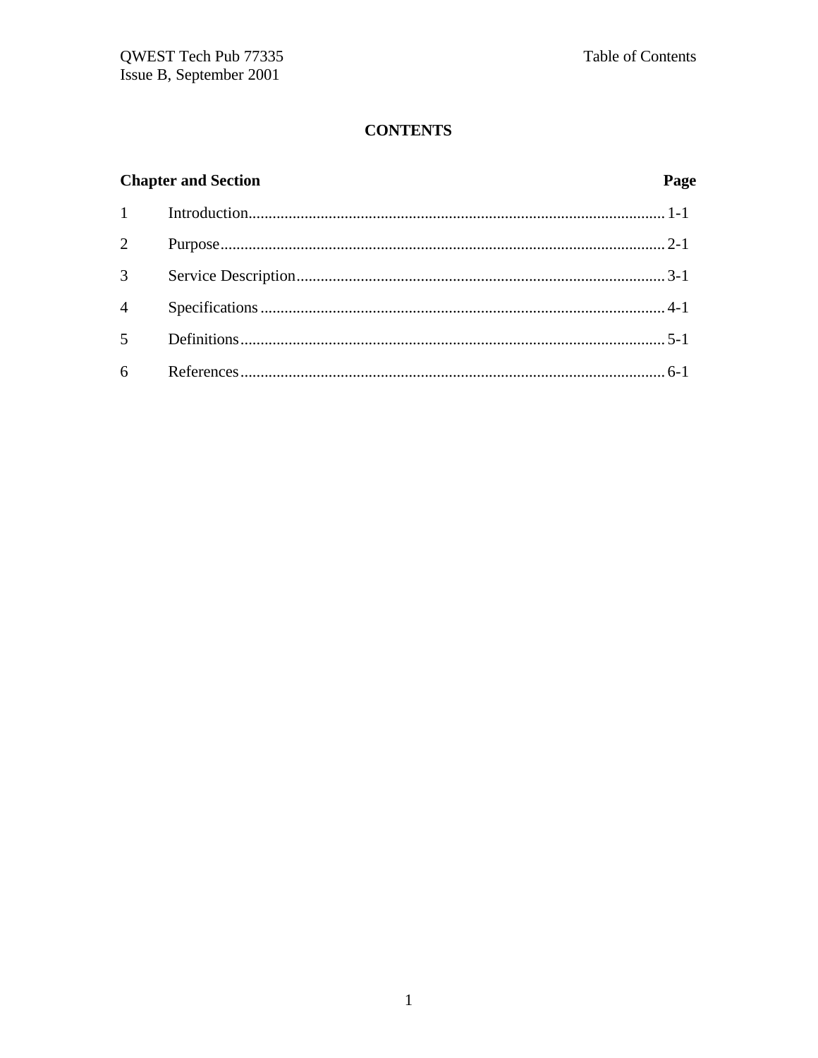# CONTENTS

| Chapter and Section | | Page |
|---|---|---|
| 1 | Introduction | 1-1 |
| 2 | Purpose | 2-1 |
| 3 | Service Description | 3-1 |
| 4 | Specifications | 4-1 |
| 5 | Definitions | 5-1 |
| 6 | References | 6-1 |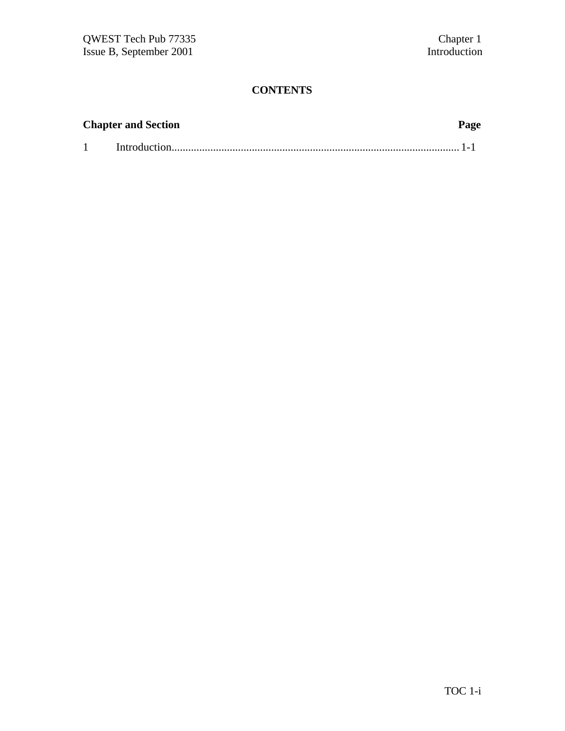**CONTENTS**

| Chapter and Section | | Page |
|---|---|---|
| 1 | Introduction | 1-1 |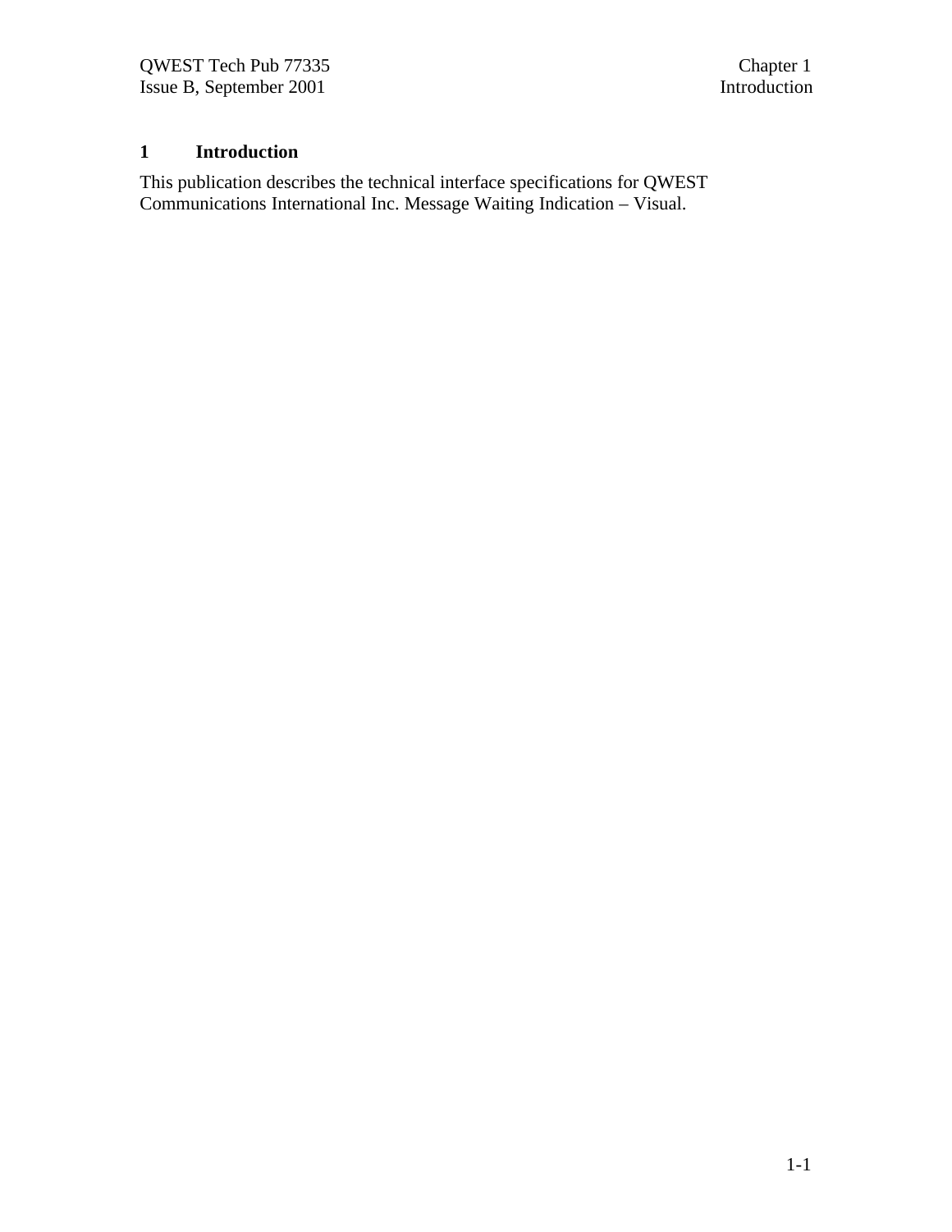# 1 Introduction

This publication describes the technical interface specifications for QWEST Communications International Inc. Message Waiting Indication – Visual.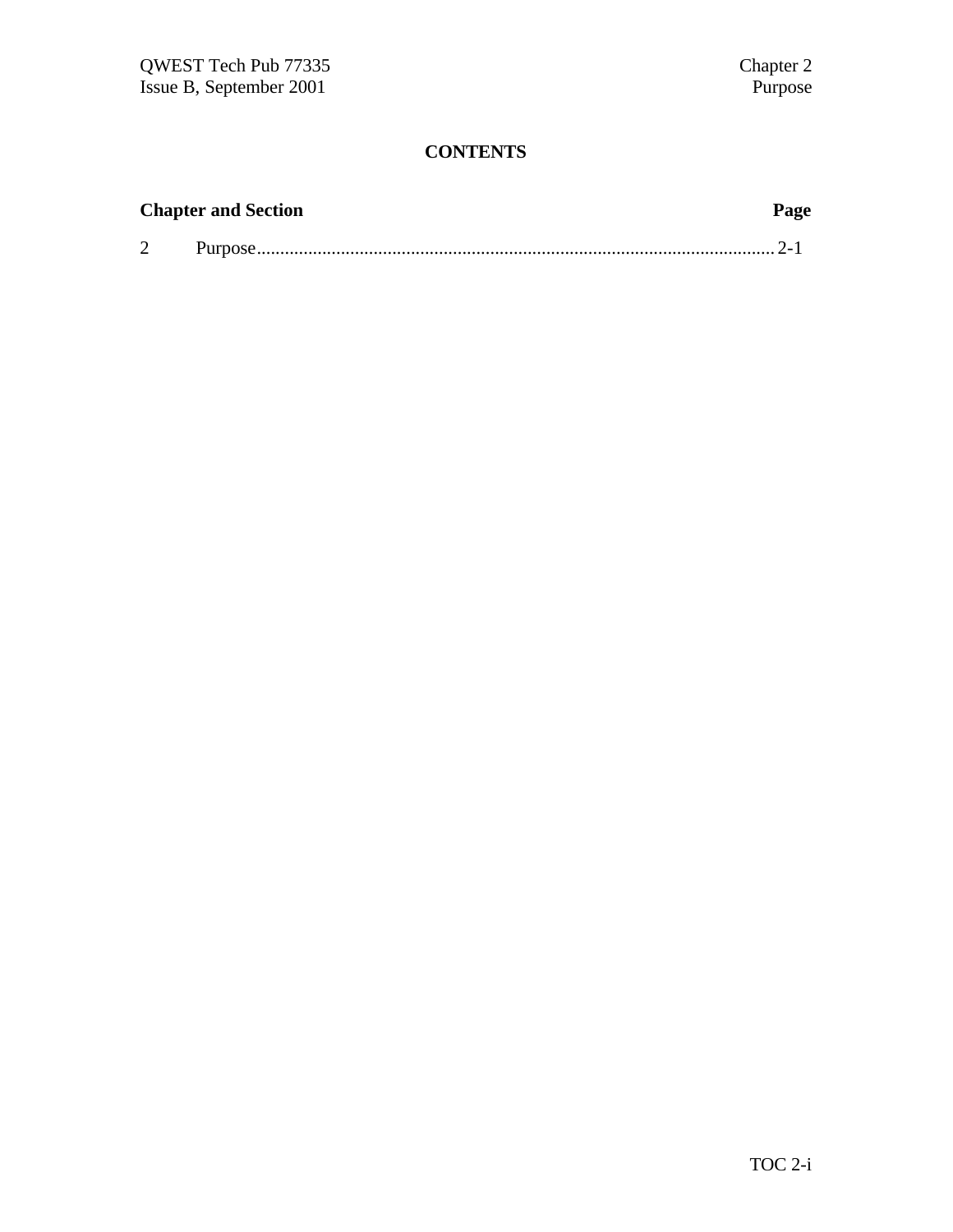# CONTENTS

| Chapter and Section | | Page |
|---|---|---|
| 2 | Purpose | 2-1 |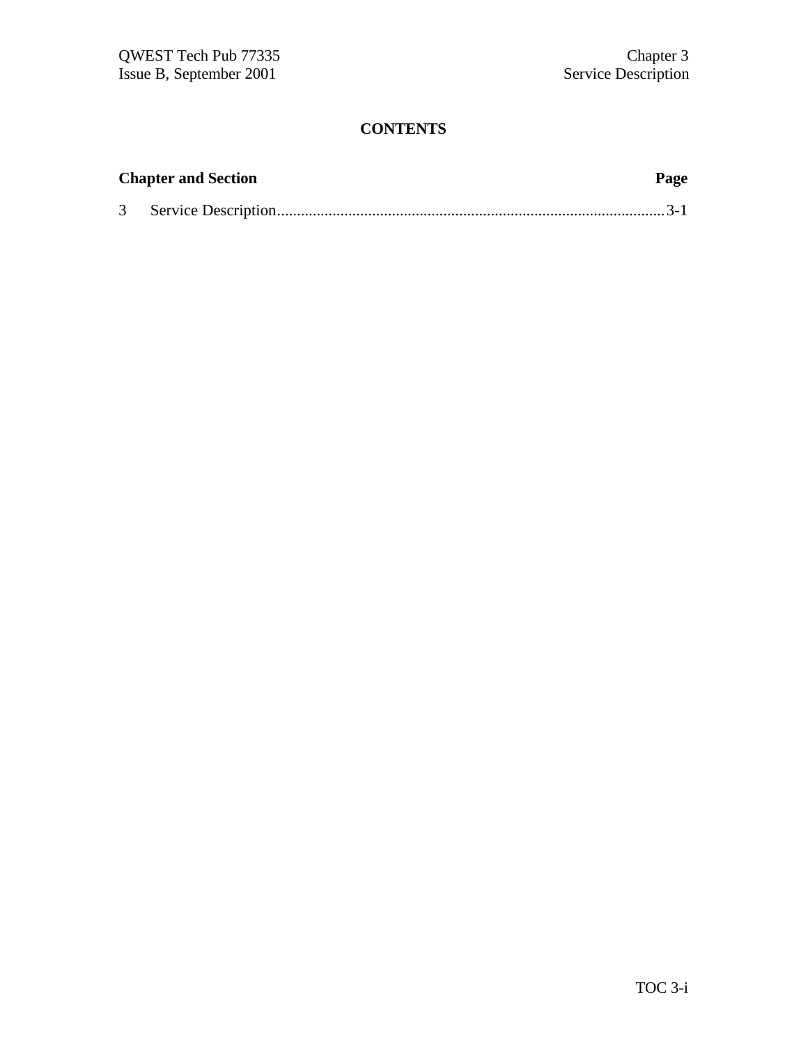**CONTENTS**

| Chapter and Section | | Page |
|---|---|---|
| 3 | Service Description | 3-1 |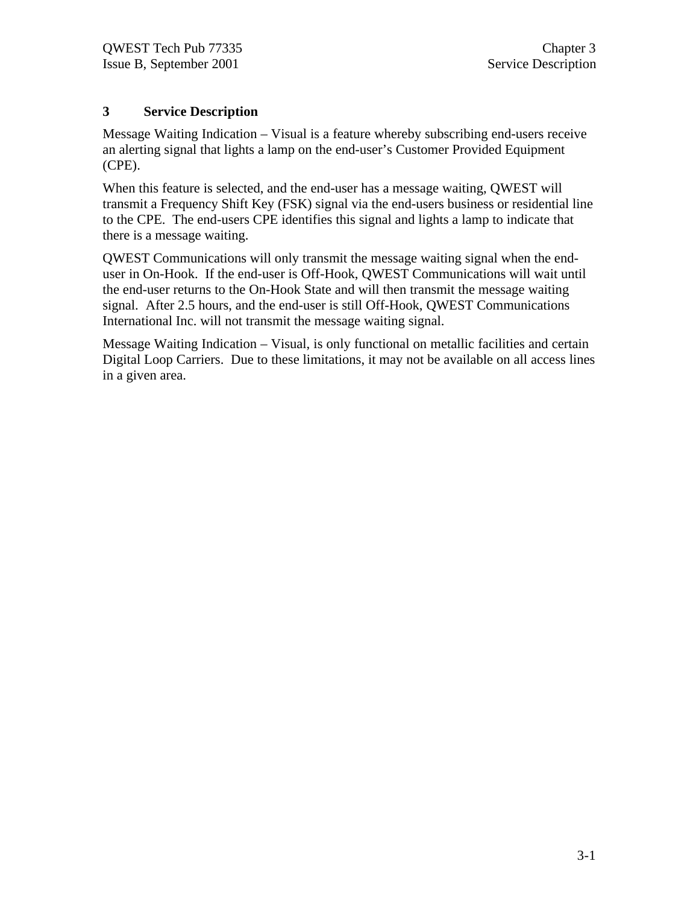# 3 Service Description

Message Waiting Indication – Visual is a feature whereby subscribing end-users receive an alerting signal that lights a lamp on the end-user's Customer Provided Equipment (CPE).

When this feature is selected, and the end-user has a message waiting, QWEST will transmit a Frequency Shift Key (FSK) signal via the end-users business or residential line to the CPE. The end-users CPE identifies this signal and lights a lamp to indicate that there is a message waiting.

QWEST Communications will only transmit the message waiting signal when the end-user in On-Hook. If the end-user is Off-Hook, QWEST Communications will wait until the end-user returns to the On-Hook State and will then transmit the message waiting signal. After 2.5 hours, and the end-user is still Off-Hook, QWEST Communications International Inc. will not transmit the message waiting signal.

Message Waiting Indication – Visual, is only functional on metallic facilities and certain Digital Loop Carriers. Due to these limitations, it may not be available on all access lines in a given area.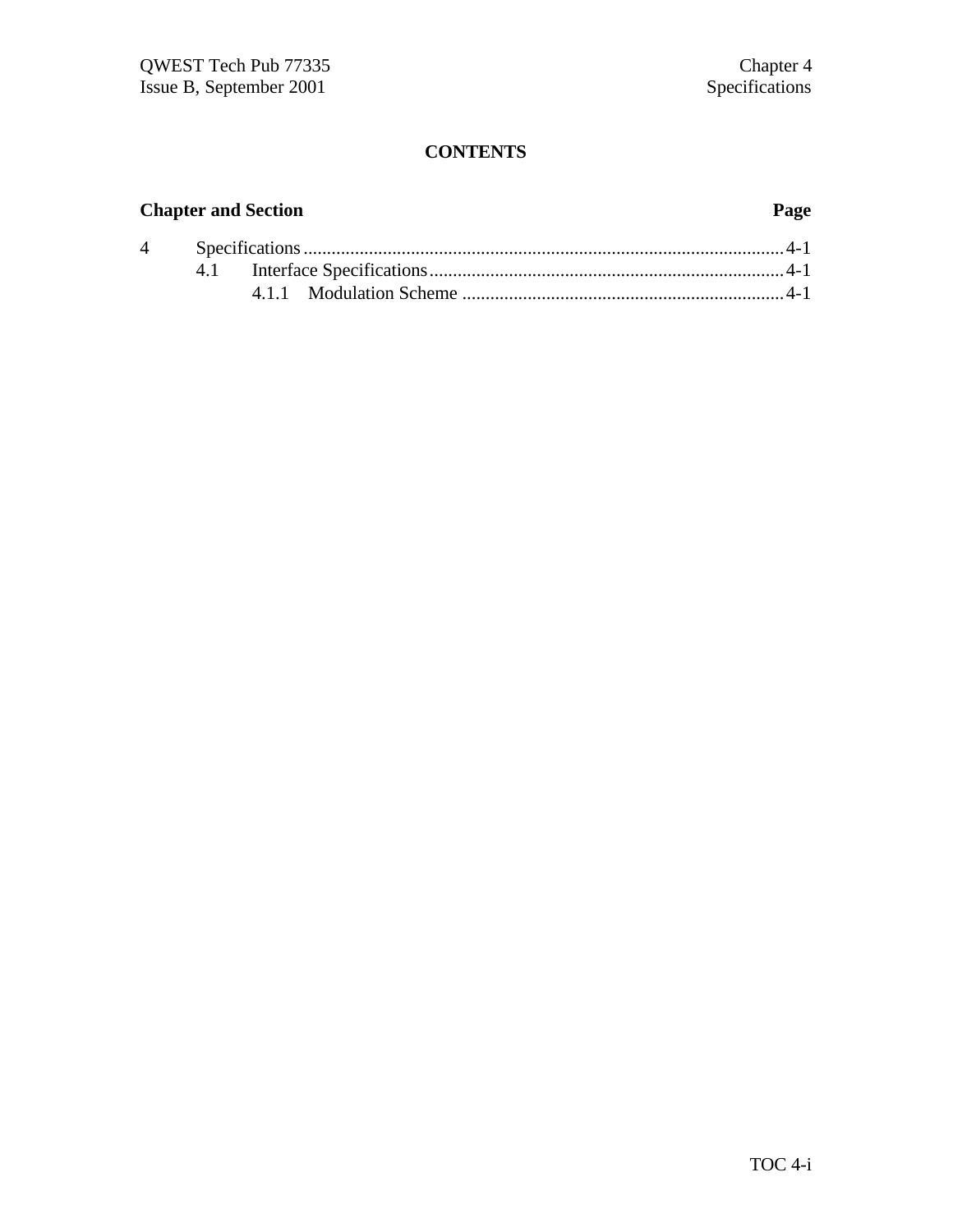# CONTENTS

| Chapter and Section | | | Page |
|---|---|---|---|
| 4 | Specifications | | 4-1 |
| | 4.1 | Interface Specifications | 4-1 |
| | | 4.1.1 Modulation Scheme | 4-1 |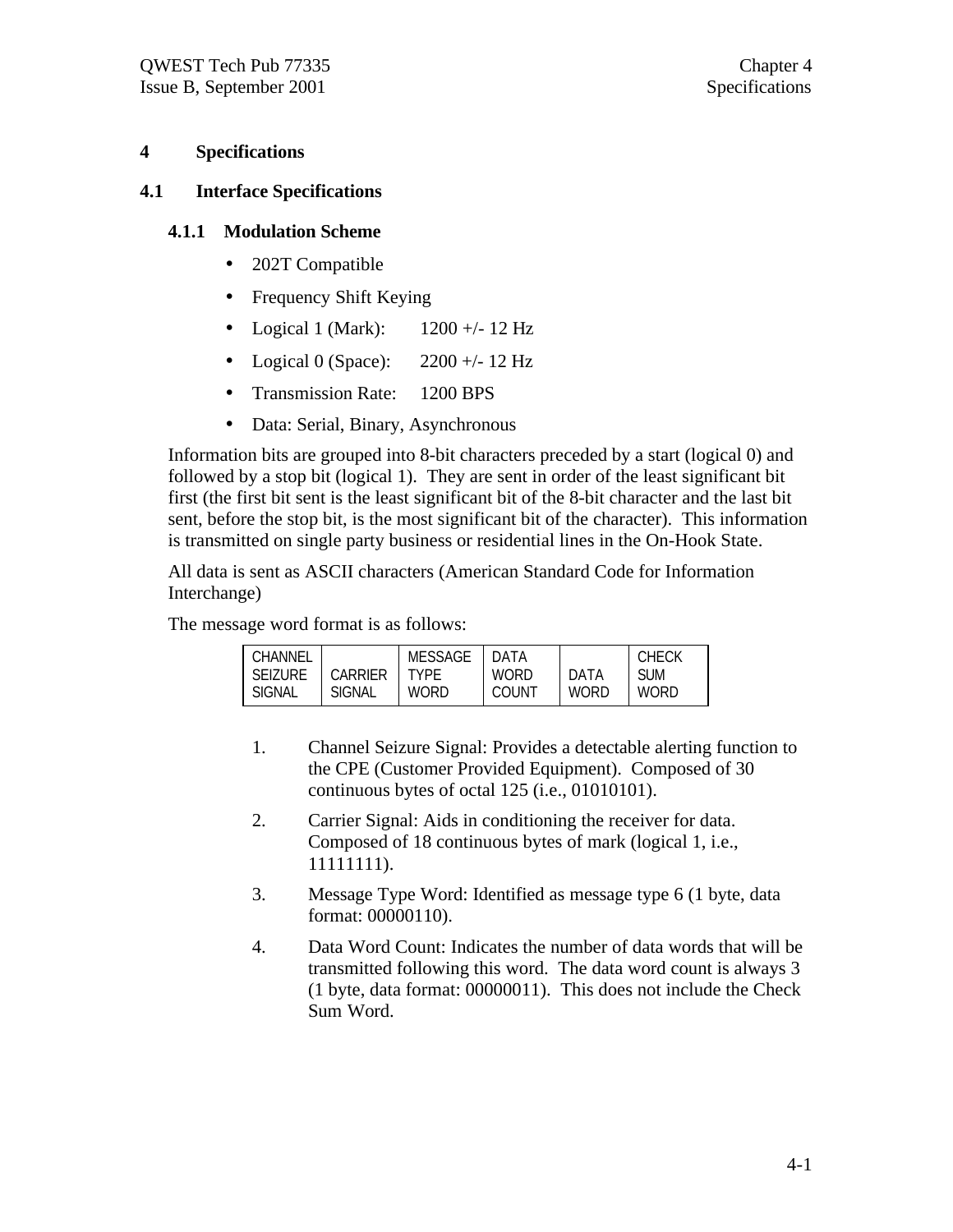# 4 Specifications

## 4.1 Interface Specifications

### 4.1.1 Modulation Scheme

- 202T Compatible
- Frequency Shift Keying
- Logical 1 (Mark): 1200 +/- 12 Hz
- Logical 0 (Space): 2200 +/- 12 Hz
- Transmission Rate: 1200 BPS
- Data: Serial, Binary, Asynchronous

Information bits are grouped into 8-bit characters preceded by a start (logical 0) and followed by a stop bit (logical 1). They are sent in order of the least significant bit first (the first bit sent is the least significant bit of the 8-bit character and the last bit sent, before the stop bit, is the most significant bit of the character). This information is transmitted on single party business or residential lines in the On-Hook State.

All data is sent as ASCII characters (American Standard Code for Information Interchange)

The message word format is as follows:

| | | | | | |
|---|---|---|---|---|---|
| CHANNEL SEIZURE SIGNAL | CARRIER SIGNAL | MESSAGE TYPE WORD | DATA WORD COUNT | DATA WORD | CHECK SUM WORD |

1. Channel Seizure Signal: Provides a detectable alerting function to the CPE (Customer Provided Equipment). Composed of 30 continuous bytes of octal 125 (i.e., 01010101).
2. Carrier Signal: Aids in conditioning the receiver for data. Composed of 18 continuous bytes of mark (logical 1, i.e., 11111111).
3. Message Type Word: Identified as message type 6 (1 byte, data format: 00000110).
4. Data Word Count: Indicates the number of data words that will be transmitted following this word. The data word count is always 3 (1 byte, data format: 00000011). This does not include the Check Sum Word.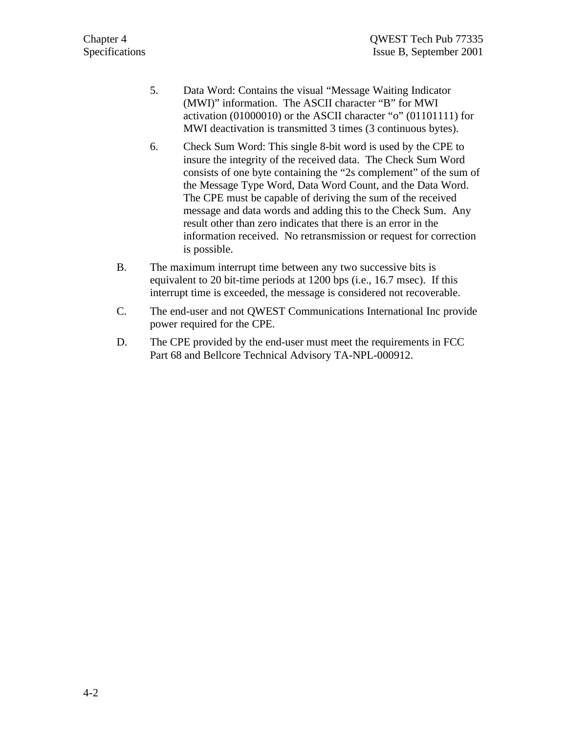5. Data Word: Contains the visual "Message Waiting Indicator (MWI)" information. The ASCII character "B" for MWI activation (01000010) or the ASCII character "o" (01101111) for MWI deactivation is transmitted 3 times (3 continuous bytes).

6. Check Sum Word: This single 8-bit word is used by the CPE to insure the integrity of the received data. The Check Sum Word consists of one byte containing the "2s complement" of the sum of the Message Type Word, Data Word Count, and the Data Word. The CPE must be capable of deriving the sum of the received message and data words and adding this to the Check Sum. Any result other than zero indicates that there is an error in the information received. No retransmission or request for correction is possible.

B. The maximum interrupt time between any two successive bits is equivalent to 20 bit-time periods at 1200 bps (i.e., 16.7 msec). If this interrupt time is exceeded, the message is considered not recoverable.

C. The end-user and not QWEST Communications International Inc provide power required for the CPE.

D. The CPE provided by the end-user must meet the requirements in FCC Part 68 and Bellcore Technical Advisory TA-NPL-000912.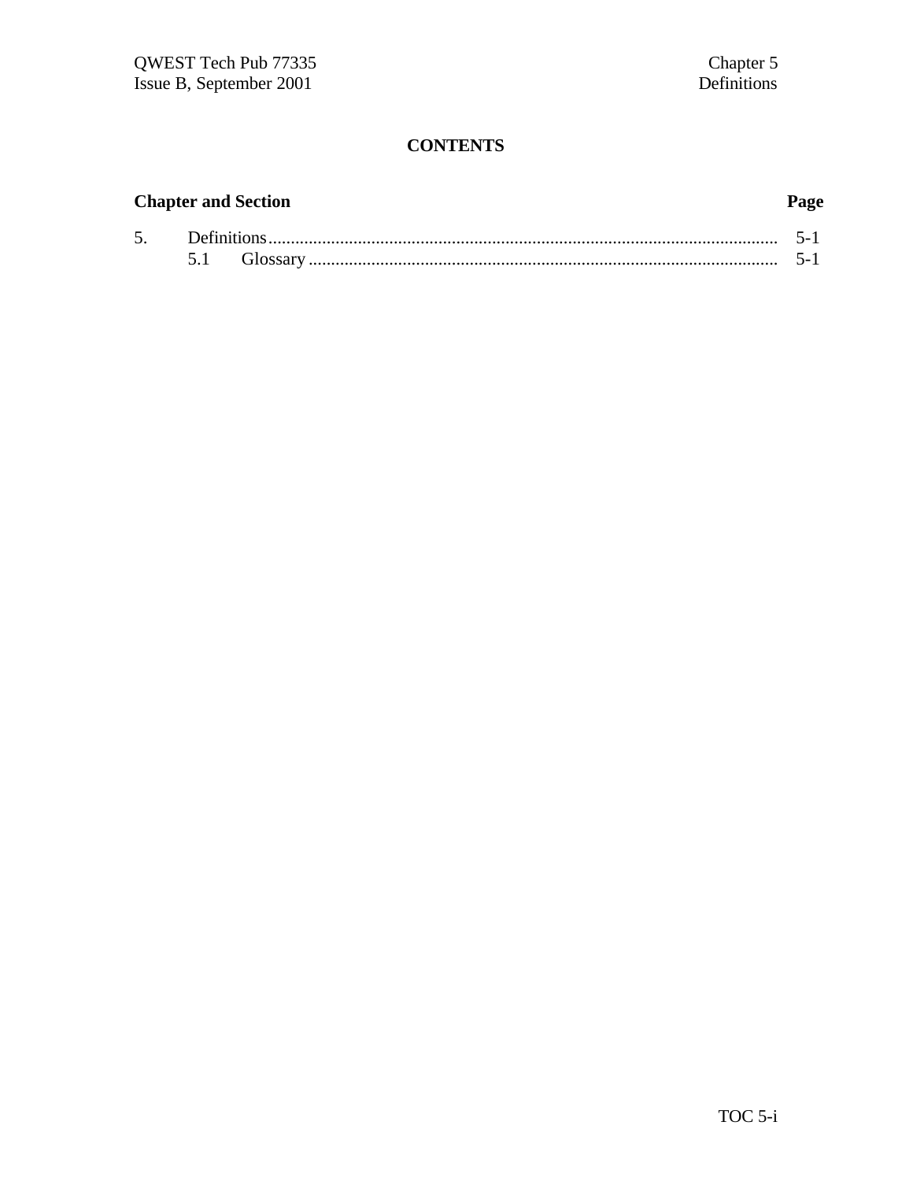## CONTENTS

| Chapter and Section | | Page |
|---|---|---|
| 5. | Definitions | 5-1 |
| | 5.1 Glossary | 5-1 |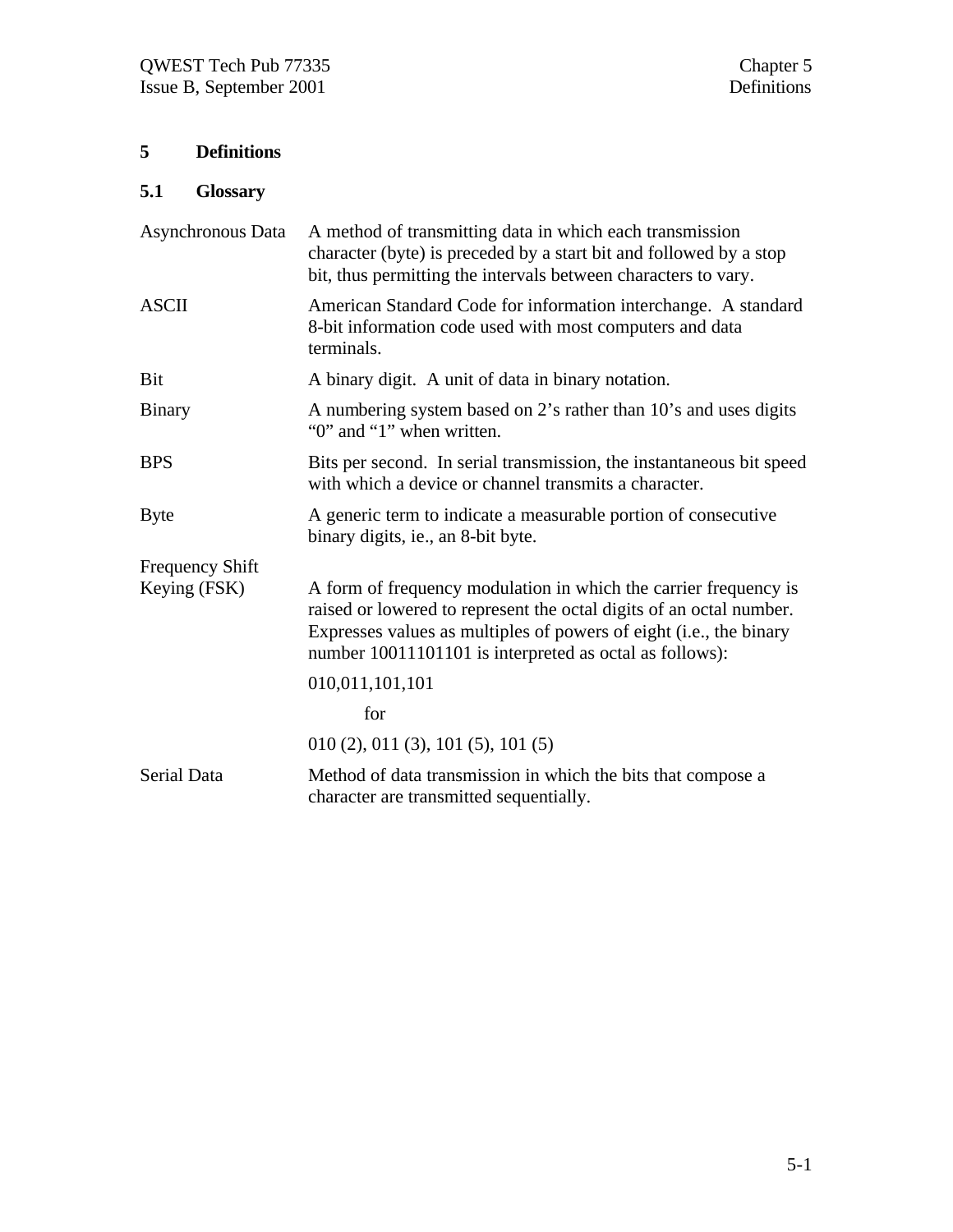# 5 Definitions

## 5.1 Glossary

| | |
|---|---|
| Asynchronous Data | A method of transmitting data in which each transmission character (byte) is preceded by a start bit and followed by a stop bit, thus permitting the intervals between characters to vary. |
| ASCII | American Standard Code for information interchange. A standard 8-bit information code used with most computers and data terminals. |
| Bit | A binary digit. A unit of data in binary notation. |
| Binary | A numbering system based on 2's rather than 10's and uses digits "0" and "1" when written. |
| BPS | Bits per second. In serial transmission, the instantaneous bit speed with which a device or channel transmits a character. |
| Byte | A generic term to indicate a measurable portion of consecutive binary digits, ie., an 8-bit byte. |
| Frequency Shift Keying (FSK) | A form of frequency modulation in which the carrier frequency is raised or lowered to represent the octal digits of an octal number. Expresses values as multiples of powers of eight (i.e., the binary number 10011101101 is interpreted as octal as follows):<br><br>010,011,101,101<br><br>for<br><br>010 (2), 011 (3), 101 (5), 101 (5) |
| Serial Data | Method of data transmission in which the bits that compose a character are transmitted sequentially. |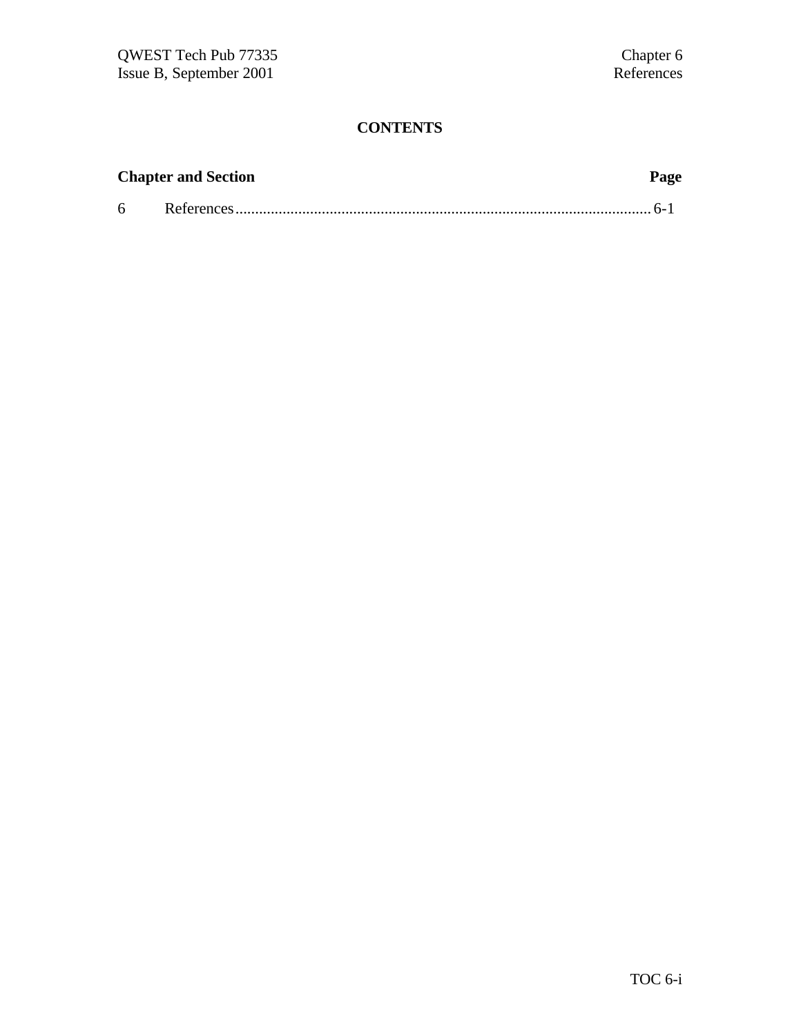# CONTENTS

| Chapter and Section | | Page |
| --- | --- | --- |
| 6 | References | 6-1 |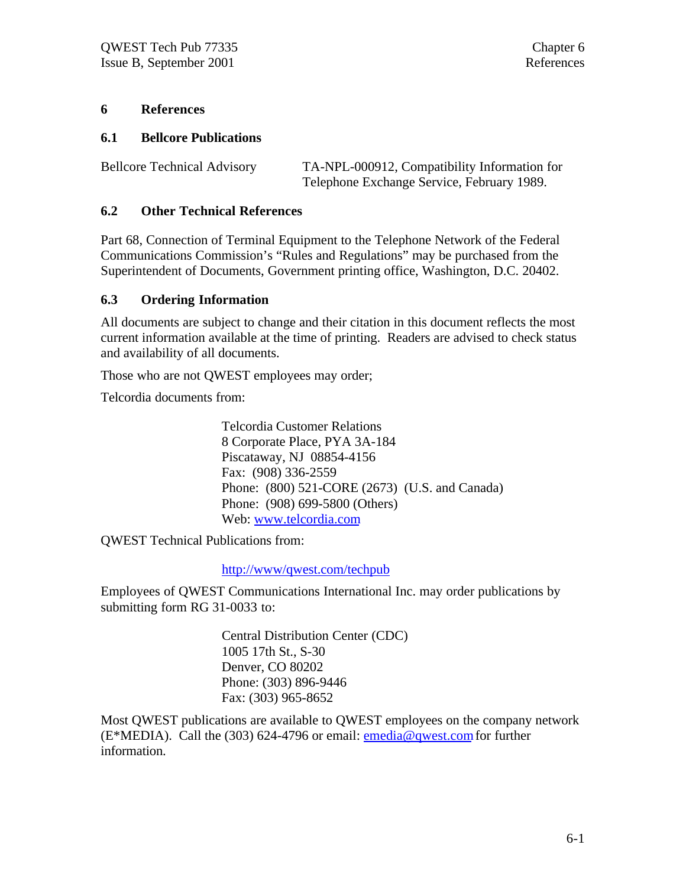# 6 References

## 6.1 Bellcore Publications

| | |
|---|---|
| Bellcore Technical Advisory | TA-NPL-000912, Compatibility Information for Telephone Exchange Service, February 1989. |

## 6.2 Other Technical References

Part 68, Connection of Terminal Equipment to the Telephone Network of the Federal Communications Commission's "Rules and Regulations" may be purchased from the Superintendent of Documents, Government printing office, Washington, D.C. 20402.

## 6.3 Ordering Information

All documents are subject to change and their citation in this document reflects the most current information available at the time of printing. Readers are advised to check status and availability of all documents.

Those who are not QWEST employees may order;

Telcordia documents from:

Telcordia Customer Relations
8 Corporate Place, PYA 3A-184
Piscataway, NJ 08854-4156
Fax: (908) 336-2559
Phone: (800) 521-CORE (2673) (U.S. and Canada)
Phone: (908) 699-5800 (Others)
Web: www.telcordia.com

QWEST Technical Publications from:

http://www/qwest.com/techpub

Employees of QWEST Communications International Inc. may order publications by submitting form RG 31-0033 to:

Central Distribution Center (CDC)
1005 17th St., S-30
Denver, CO 80202
Phone: (303) 896-9446
Fax: (303) 965-8652

Most QWEST publications are available to QWEST employees on the company network (E*MEDIA). Call the (303) 624-4796 or email: emedia@qwest.com for further information.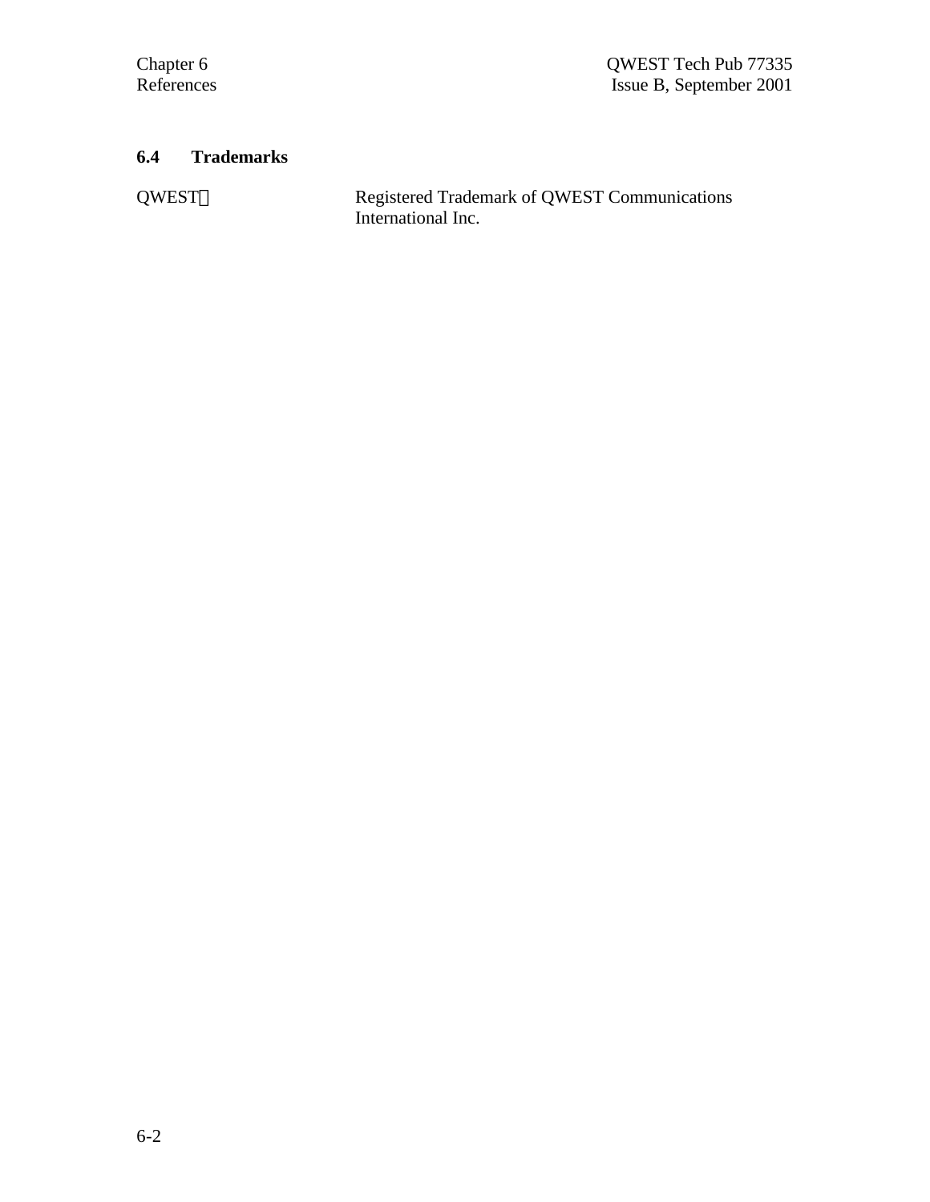### 6.4 Trademarks

| | |
|---|---|
| QWEST® | Registered Trademark of QWEST Communications International Inc. |